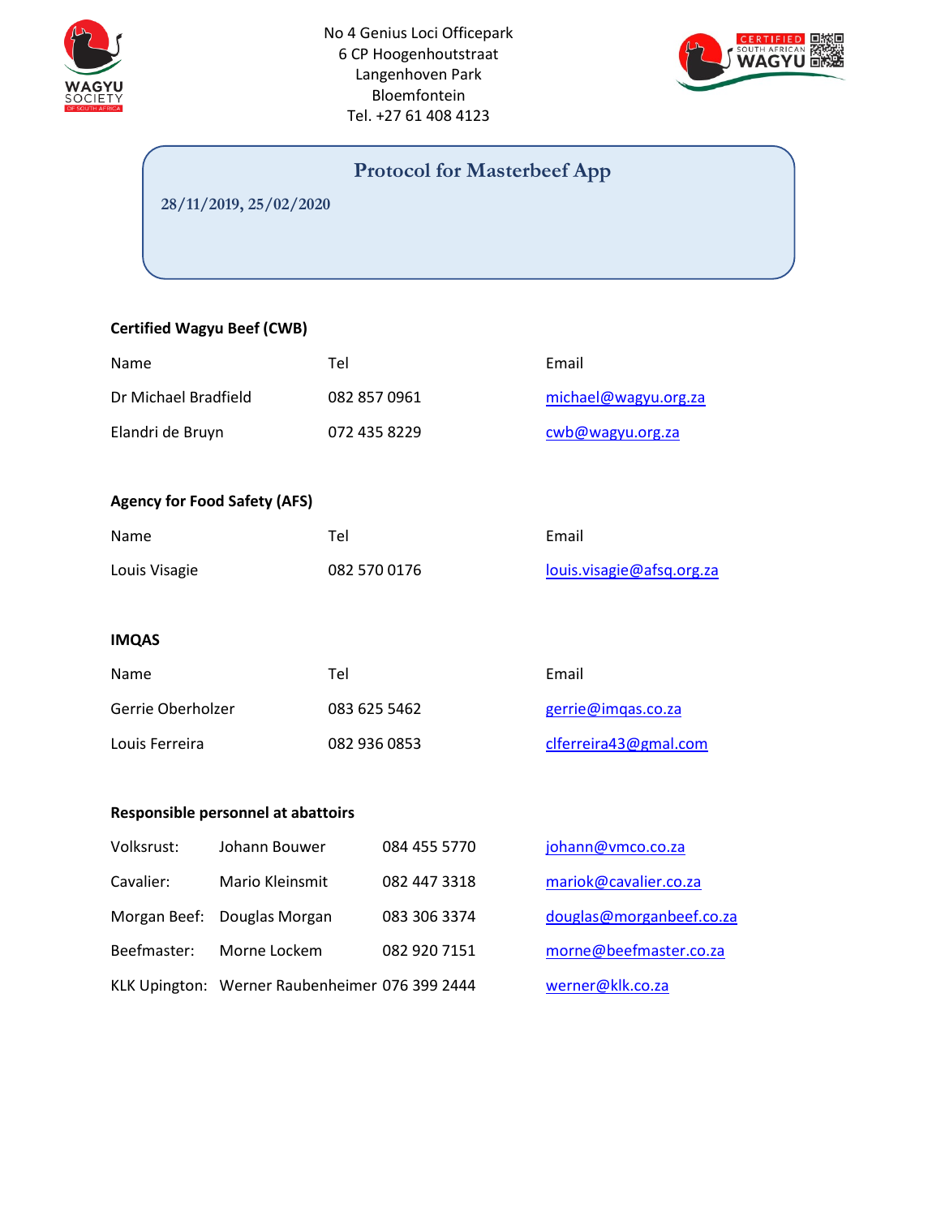No 4 Genius Loci Officepark
6 CP Hoogenhoutstraat
Langenhoven Park
Bloemfontein
Tel. +27 61 408 4123

# Protocol for Masterbeef App

28/11/2019, 25/02/2020

### Certified Wagyu Beef (CWB)

| Name | Tel | Email |
|---|---|---|
| Dr Michael Bradfield | 082 857 0961 | michael@wagyu.org.za |
| Elandri de Bruyn | 072 435 8229 | cwb@wagyu.org.za |

### Agency for Food Safety (AFS)

| Name | Tel | Email |
|---|---|---|
| Louis Visagie | 082 570 0176 | louis.visagie@afsq.org.za |

### IMQAS

| Name | Tel | Email |
|---|---|---|
| Gerrie Oberholzer | 083 625 5462 | gerrie@imqas.co.za |
| Louis Ferreira | 082 936 0853 | clferreira43@gmal.com |

### Responsible personnel at abattoirs

| Abattoir | Name | Tel | Email |
|---|---|---|---|
| Volksrust: | Johann Bouwer | 084 455 5770 | johann@vmco.co.za |
| Cavalier: | Mario Kleinsmit | 082 447 3318 | mariok@cavalier.co.za |
| Morgan Beef: | Douglas Morgan | 083 306 3374 | douglas@morganbeef.co.za |
| Beefmaster: | Morne Lockem | 082 920 7151 | morne@beefmaster.co.za |
| KLK Upington: | Werner Raubenheimer | 076 399 2444 | werner@klk.co.za |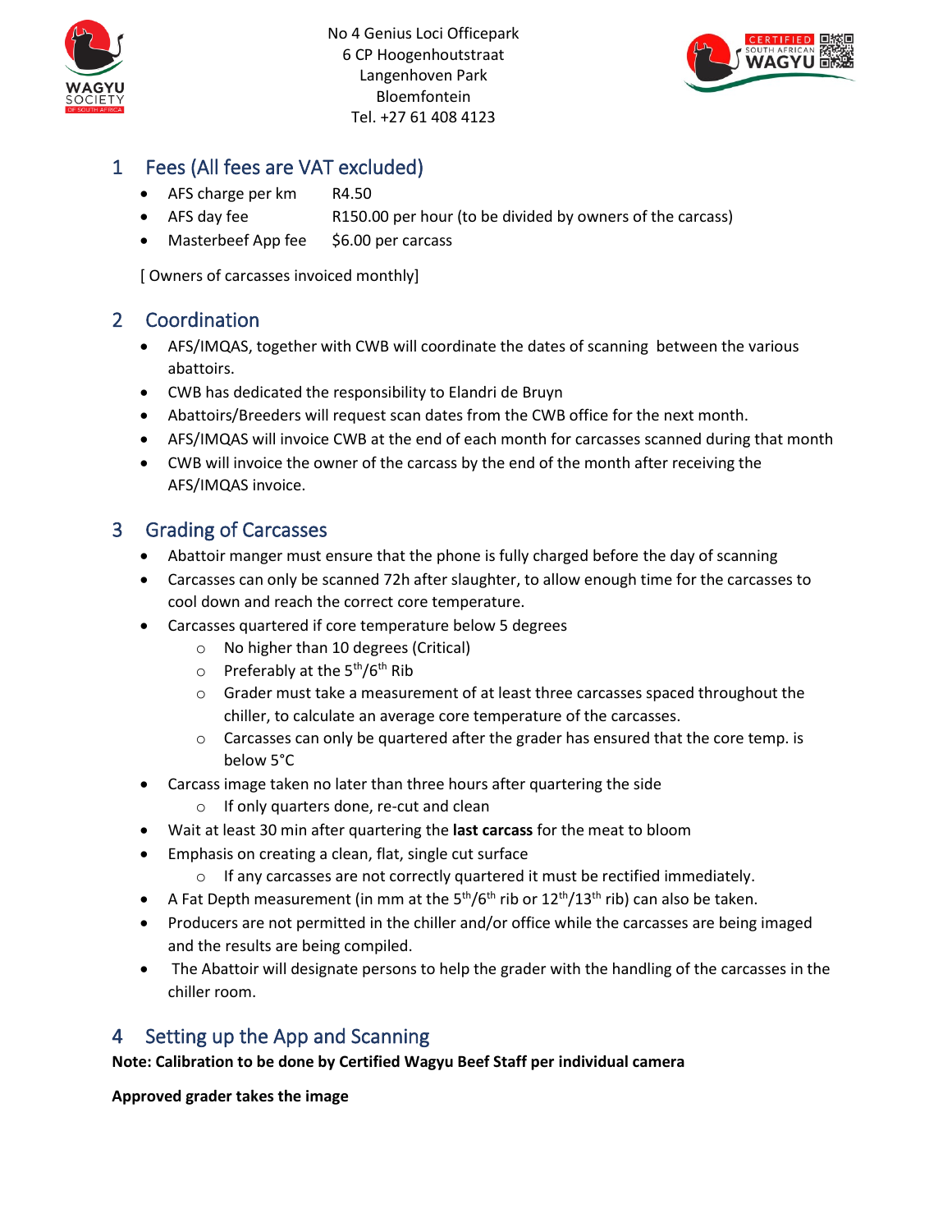No 4 Genius Loci Officepark
6 CP Hoogenhoutstraat
Langenhoven Park
Bloemfontein
Tel. +27 61 408 4123

## 1 Fees (All fees are VAT excluded)

- AFS charge per km R4.50
- AFS day fee R150.00 per hour (to be divided by owners of the carcass)
- Masterbeef App fee $6.00 per carcass

[ Owners of carcasses invoiced monthly]

## 2 Coordination

- AFS/IMQAS, together with CWB will coordinate the dates of scanning between the various abattoirs.
- CWB has dedicated the responsibility to Elandri de Bruyn
- Abattoirs/Breeders will request scan dates from the CWB office for the next month.
- AFS/IMQAS will invoice CWB at the end of each month for carcasses scanned during that month
- CWB will invoice the owner of the carcass by the end of the month after receiving the AFS/IMQAS invoice.

## 3 Grading of Carcasses

- Abattoir manger must ensure that the phone is fully charged before the day of scanning
- Carcasses can only be scanned 72h after slaughter, to allow enough time for the carcasses to cool down and reach the correct core temperature.
- Carcasses quartered if core temperature below 5 degrees
  - No higher than 10 degrees (Critical)
  - Preferably at the 5$^{th}$/6$^{th}$ Rib
  - Grader must take a measurement of at least three carcasses spaced throughout the chiller, to calculate an average core temperature of the carcasses.
  - Carcasses can only be quartered after the grader has ensured that the core temp. is below 5°C
- Carcass image taken no later than three hours after quartering the side
  - If only quarters done, re-cut and clean
- Wait at least 30 min after quartering the **last carcass** for the meat to bloom
- Emphasis on creating a clean, flat, single cut surface
  - If any carcasses are not correctly quartered it must be rectified immediately.
- A Fat Depth measurement (in mm at the 5$^{th}$/6$^{th}$ rib or 12$^{th}$/13$^{th}$ rib) can also be taken.
- Producers are not permitted in the chiller and/or office while the carcasses are being imaged and the results are being compiled.
- The Abattoir will designate persons to help the grader with the handling of the carcasses in the chiller room.

## 4 Setting up the App and Scanning

**Note: Calibration to be done by Certified Wagyu Beef Staff per individual camera**

**Approved grader takes the image**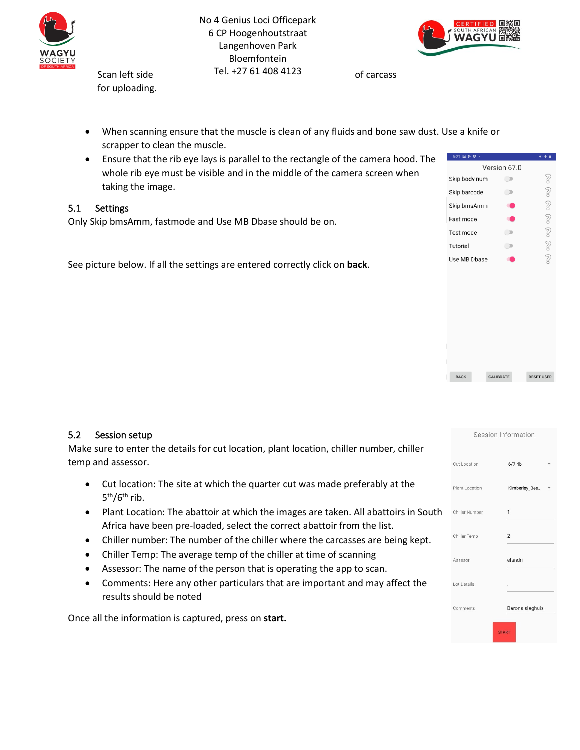Scan left side for uploading.

of carcass

- When scanning ensure that the muscle is clean of any fluids and bone saw dust. Use a knife or scrapper to clean the muscle.
- Ensure that the rib eye lays is parallel to the rectangle of the camera hood. The whole rib eye must be visible and in the middle of the camera screen when taking the image.

## 5.1 Settings

Only Skip bmsAmm, fastmode and Use MB Dbase should be on.

See picture below. If all the settings are entered correctly click on **back**.

## 5.2 Session setup

Make sure to enter the details for cut location, plant location, chiller number, chiller temp and assessor.

- Cut location: The site at which the quarter cut was made preferably at the 5th/6th rib.
- Plant Location: The abattoir at which the images are taken. All abattoirs in South Africa have been pre-loaded, select the correct abattoir from the list.
- Chiller number: The number of the chiller where the carcasses are being kept.
- Chiller Temp: The average temp of the chiller at time of scanning
- Assessor: The name of the person that is operating the app to scan.
- Comments: Here any other particulars that are important and may affect the results should be noted

Once all the information is captured, press on **start.**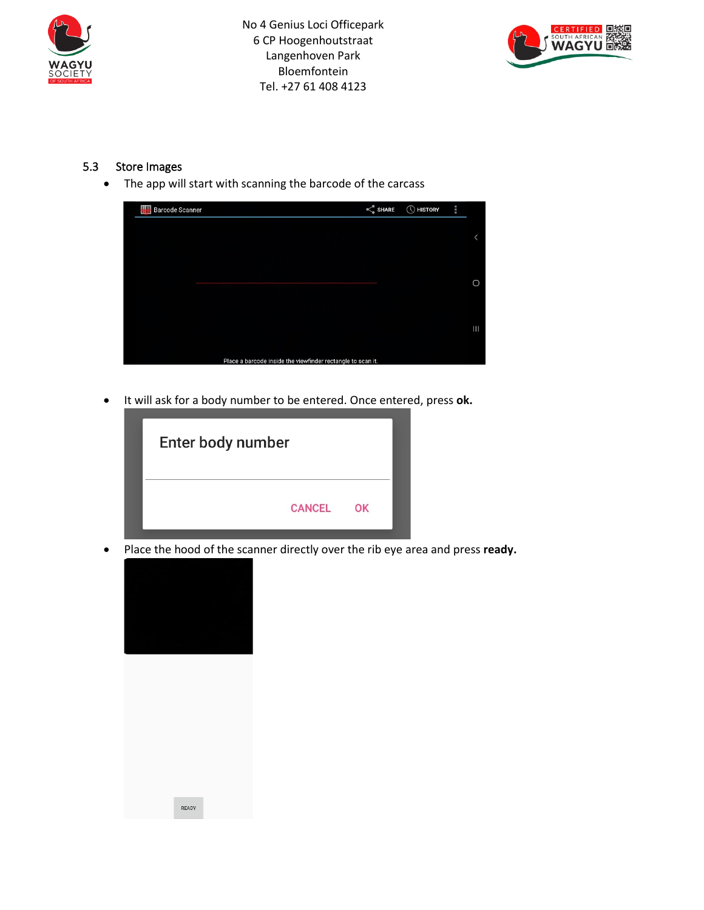### 5.3 Store Images

- The app will start with scanning the barcode of the carcass
- It will ask for a body number to be entered. Once entered, press **ok.**
- Place the hood of the scanner directly over the rib eye area and press **ready.**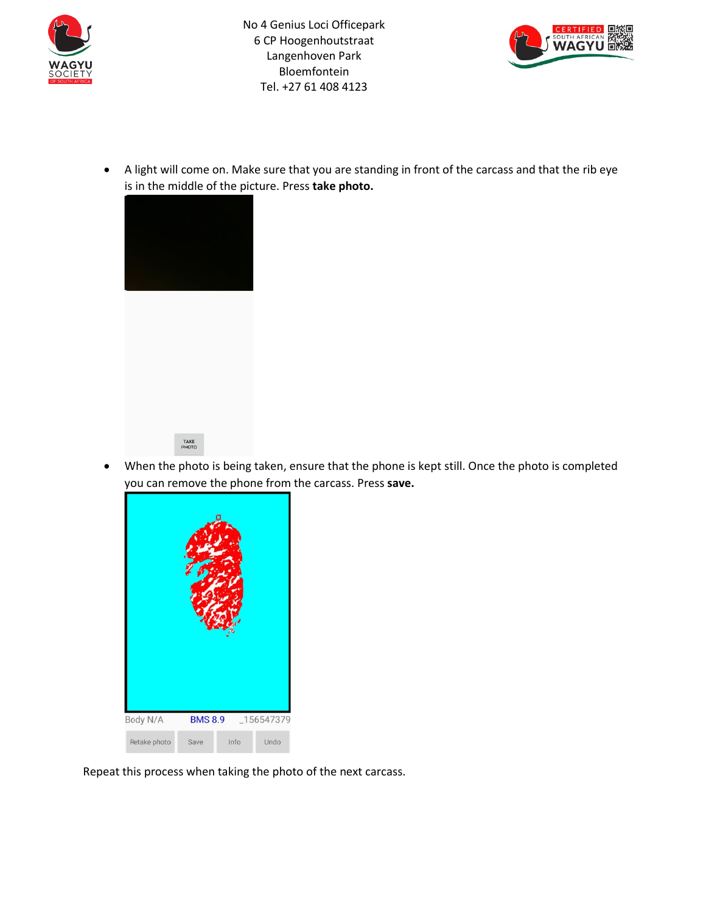- A light will come on. Make sure that you are standing in front of the carcass and that the rib eye is in the middle of the picture. Press **take photo.**

- When the photo is being taken, ensure that the phone is kept still. Once the photo is completed you can remove the phone from the carcass. Press **save.**

Repeat this process when taking the photo of the next carcass.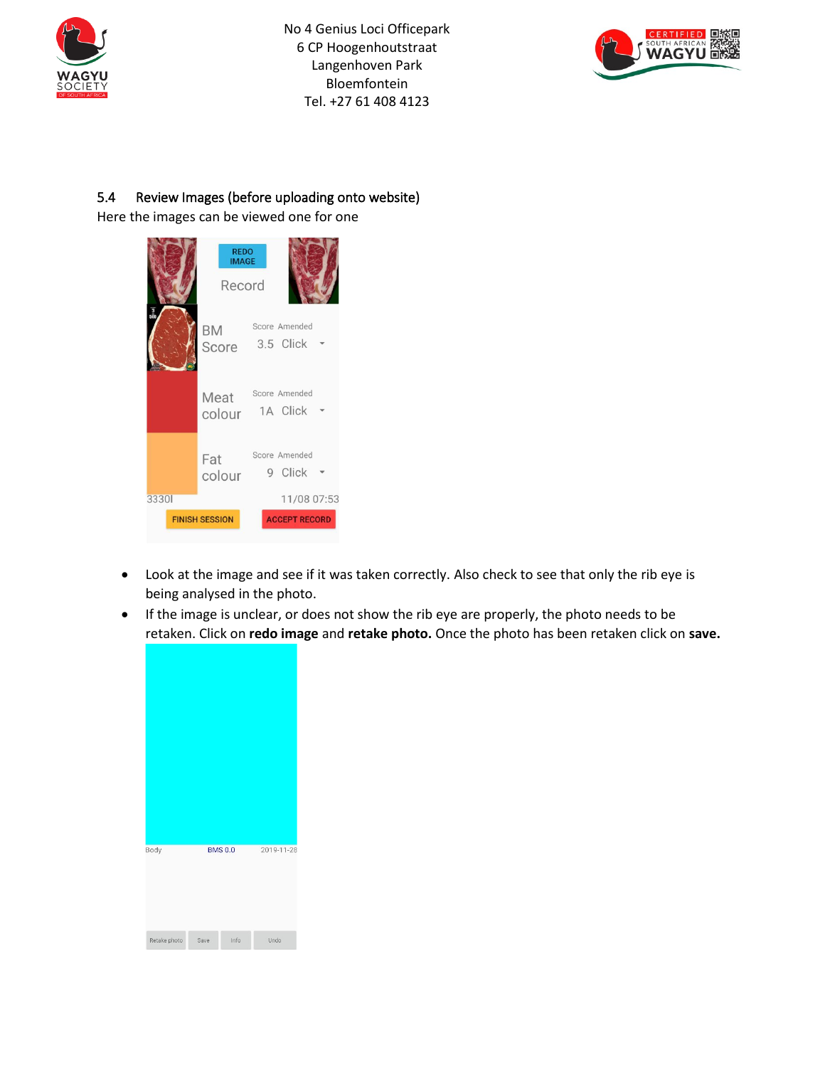## 5.4 Review Images (before uploading onto website)

Here the images can be viewed one for one

- Look at the image and see if it was taken correctly. Also check to see that only the rib eye is being analysed in the photo.
- If the image is unclear, or does not show the rib eye are properly, the photo needs to be retaken. Click on **redo image** and **retake photo.** Once the photo has been retaken click on **save.**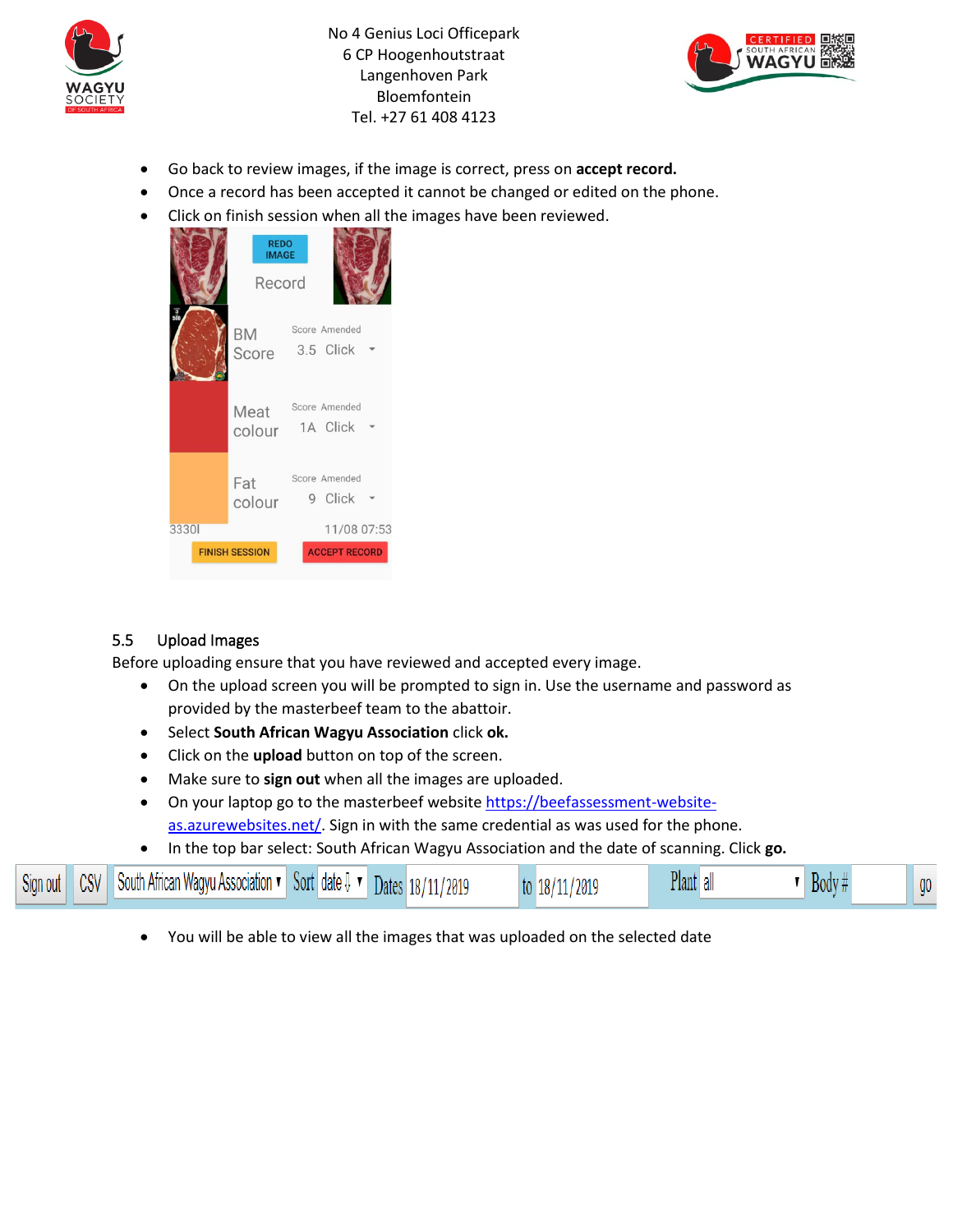- Go back to review images, if the image is correct, press on **accept record.**
- Once a record has been accepted it cannot be changed or edited on the phone.
- Click on finish session when all the images have been reviewed.

## 5.5 Upload Images

Before uploading ensure that you have reviewed and accepted every image.

- On the upload screen you will be prompted to sign in. Use the username and password as provided by the masterbeef team to the abattoir.
- Select **South African Wagyu Association** click **ok.**
- Click on the **upload** button on top of the screen.
- Make sure to **sign out** when all the images are uploaded.
- On your laptop go to the masterbeef website [https://beefassessment-website-as.azurewebsites.net/](https://beefassessment-website-as.azurewebsites.net/). Sign in with the same credential as was used for the phone.
- In the top bar select: South African Wagyu Association and the date of scanning. Click **go.**

- You will be able to view all the images that was uploaded on the selected date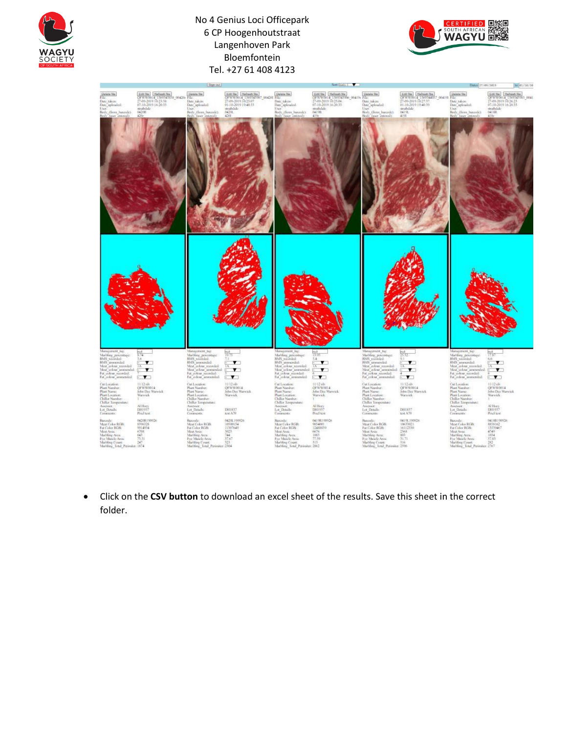- Click on the **CSV button** to download an excel sheet of the results. Save this sheet in the correct folder.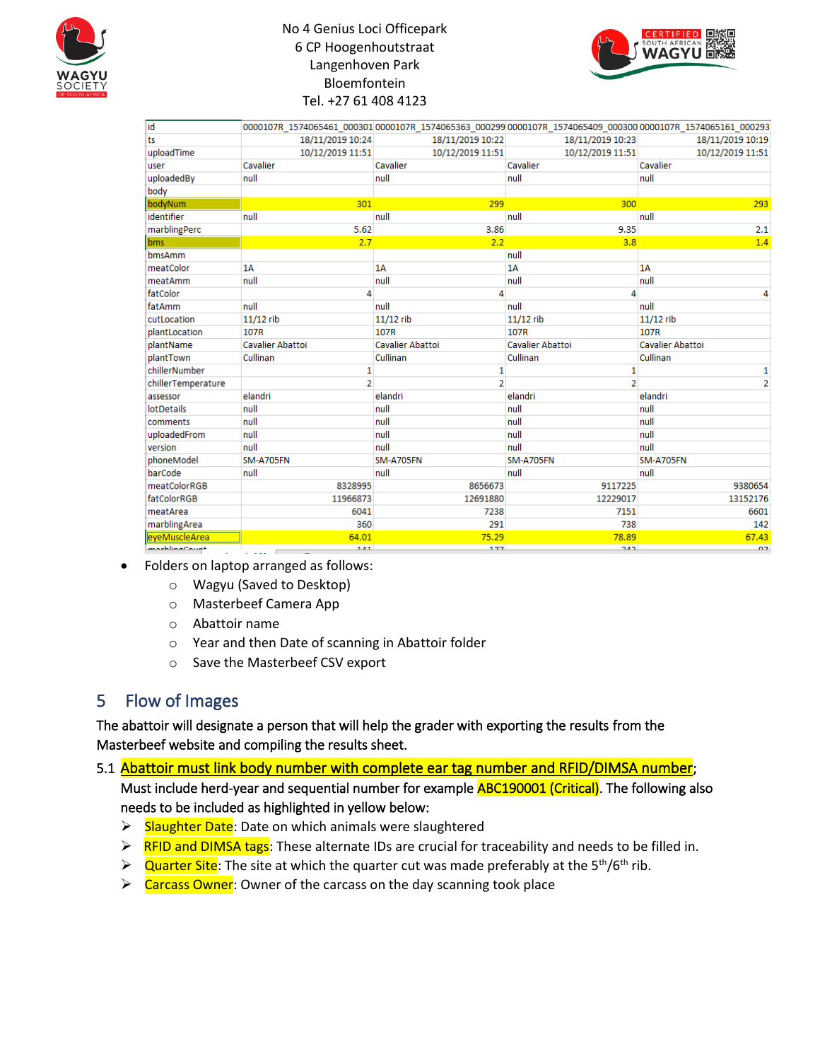| id | 0000107R_1574065461_000301 | 0000107R_1574065363_000299 | 0000107R_1574065409_000300 | 0000107R_1574065161_000293 |
|---|---|---|---|---|
| ts | 18/11/2019 10:24 | 18/11/2019 10:22 | 18/11/2019 10:23 | 18/11/2019 10:19 |
| uploadTime | 10/12/2019 11:51 | 10/12/2019 11:51 | 10/12/2019 11:51 | 10/12/2019 11:51 |
| user | Cavalier | Cavalier | Cavalier | Cavalier |
| uploadedBy | null | null | null | null |
| body | | | | |
| bodyNum | 301 | 299 | 300 | 293 |
| identifier | null | null | null | null |
| marblingPerc | 5.62 | 3.86 | 9.35 | 2.1 |
| bms | 2.7 | 2.2 | 3.8 | 1.4 |
| bmsAmm | | | null | |
| meatColor | 1A | 1A | 1A | 1A |
| meatAmm | null | null | null | null |
| fatColor | 4 | 4 | 4 | 4 |
| fatAmm | null | null | null | null |
| cutLocation | 11/12 rib | 11/12 rib | 11/12 rib | 11/12 rib |
| plantLocation | 107R | 107R | 107R | 107R |
| plantName | Cavalier Abattoi | Cavalier Abattoi | Cavalier Abattoi | Cavalier Abattoi |
| plantTown | Cullinan | Cullinan | Cullinan | Cullinan |
| chillerNumber | 1 | 1 | 1 | 1 |
| chillerTemperature | 2 | 2 | 2 | 2 |
| assessor | elandri | elandri | elandri | elandri |
| lotDetails | null | null | null | null |
| comments | null | null | null | null |
| uploadedFrom | null | null | null | null |
| version | null | null | null | null |
| phoneModel | SM-A705FN | SM-A705FN | SM-A705FN | SM-A705FN |
| barCode | null | null | null | null |
| meatColorRGB | 8328995 | 8656673 | 9117225 | 9380654 |
| fatColorRGB | 11966873 | 12691880 | 12229017 | 13152176 |
| meatArea | 6041 | 7238 | 7151 | 6601 |
| marblingArea | 360 | 291 | 738 | 142 |
| eyeMuscleArea | 64.01 | 75.29 | 78.89 | 67.43 |
| marblingCount | 141 | 177 | 243 | 97 |

- Folders on laptop arranged as follows:
  - Wagyu (Saved to Desktop)
  - Masterbeef Camera App
  - Abattoir name
  - Year and then Date of scanning in Abattoir folder
  - Save the Masterbeef CSV export

## 5 Flow of Images

The abattoir will designate a person that will help the grader with exporting the results from the Masterbeef website and compiling the results sheet.

5.1 Abattoir must link body number with complete ear tag number and RFID/DIMSA number; Must include herd-year and sequential number for example ABC190001 (Critical). The following also needs to be included as highlighted in yellow below:

- Slaughter Date: Date on which animals were slaughtered
- RFID and DIMSA tags: These alternate IDs are crucial for traceability and needs to be filled in.
- Quarter Site: The site at which the quarter cut was made preferably at the 5th/6th rib.
- Carcass Owner: Owner of the carcass on the day scanning took place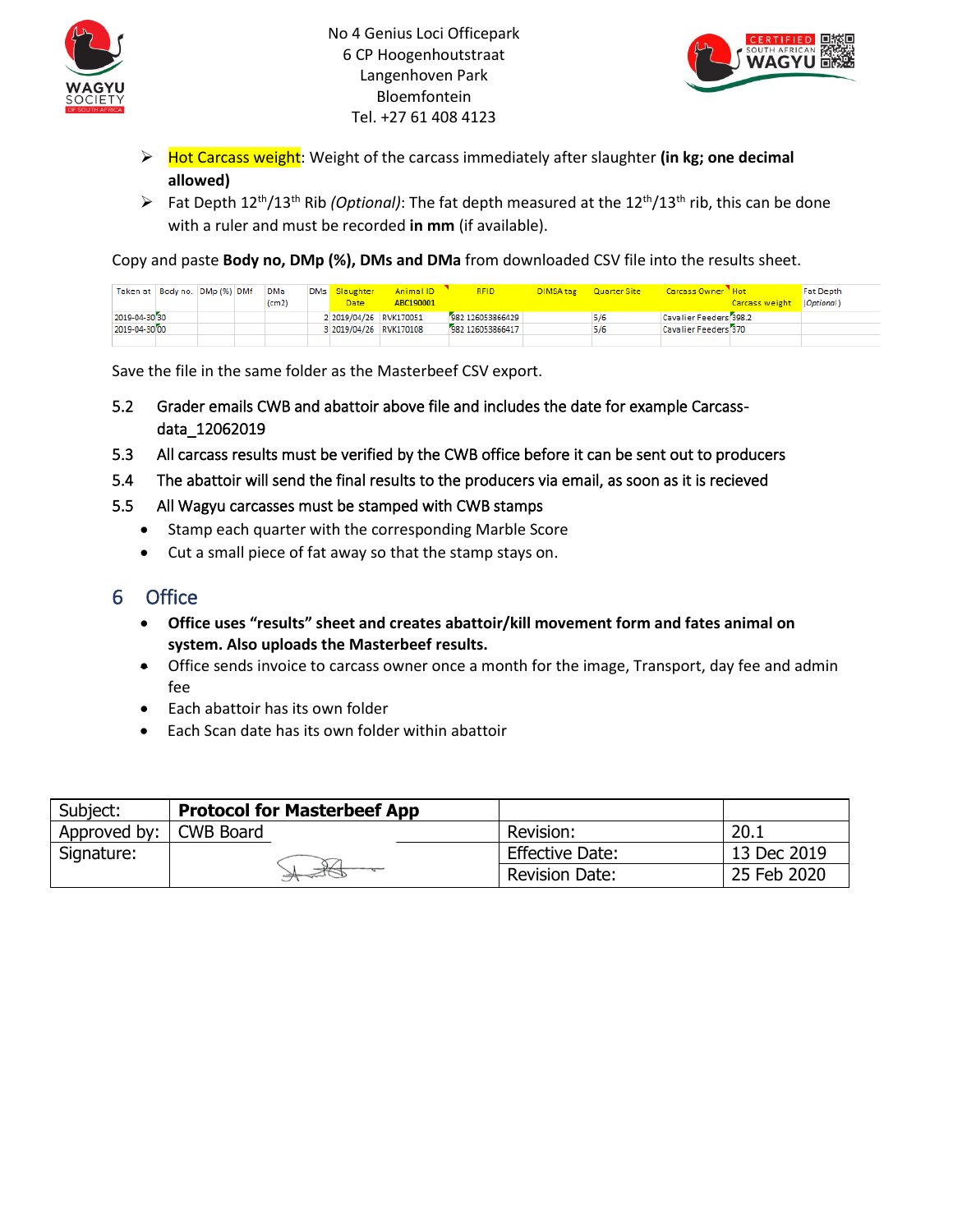- Hot Carcass weight: Weight of the carcass immediately after slaughter **(in kg; one decimal allowed)**
- Fat Depth $12^{th}/13^{th}$ Rib *(Optional)*: The fat depth measured at the $12^{th}/13^{th}$ rib, this can be done with a ruler and must be recorded **in mm** (if available).

Copy and paste **Body no, DMp (%), DMs and DMa** from downloaded CSV file into the results sheet.

| Taken at | Body no. | DMp (%) | DMf | DMa (cm2) | DMs | Slaughter Date | Animal ID ABC190001 | RFID | DIMSA tag | Quarter Site | Carcass Owner | Hot Carcass weight | Fat Depth (Optional) |
|---|---|---|---|---|---|---|---|---|---|---|---|---|---|
| 2019-04-30 | 30 | | | | 2 | 2019/04/26 | RVK170051 | 982 126053866429 | | 5/6 | Cavalier Feeders | 398.2 | |
| 2019-04-30 | 00 | | | | 3 | 2019/04/26 | RVK170108 | 982 126053866417 | | 5/6 | Cavalier Feeders | 370 | |

Save the file in the same folder as the Masterbeef CSV export.

5.2 Grader emails CWB and abattoir above file and includes the date for example Carcass-data_12062019

5.3 All carcass results must be verified by the CWB office before it can be sent out to producers

5.4 The abattoir will send the final results to the producers via email, as soon as it is recieved

5.5 All Wagyu carcasses must be stamped with CWB stamps

- Stamp each quarter with the corresponding Marble Score
- Cut a small piece of fat away so that the stamp stays on.

## 6 Office

- **Office uses "results" sheet and creates abattoir/kill movement form and fates animal on system. Also uploads the Masterbeef results.**
- Office sends invoice to carcass owner once a month for the image, Transport, day fee and admin fee
- Each abattoir has its own folder
- Each Scan date has its own folder within abattoir

| | | | |
|---|---|---|---|
| Subject: | **Protocol for Masterbeef App** | | |
| Approved by: | CWB Board | Revision: | 20.1 |
| Signature: | | Effective Date: | 13 Dec 2019 |
| | | Revision Date: | 25 Feb 2020 |